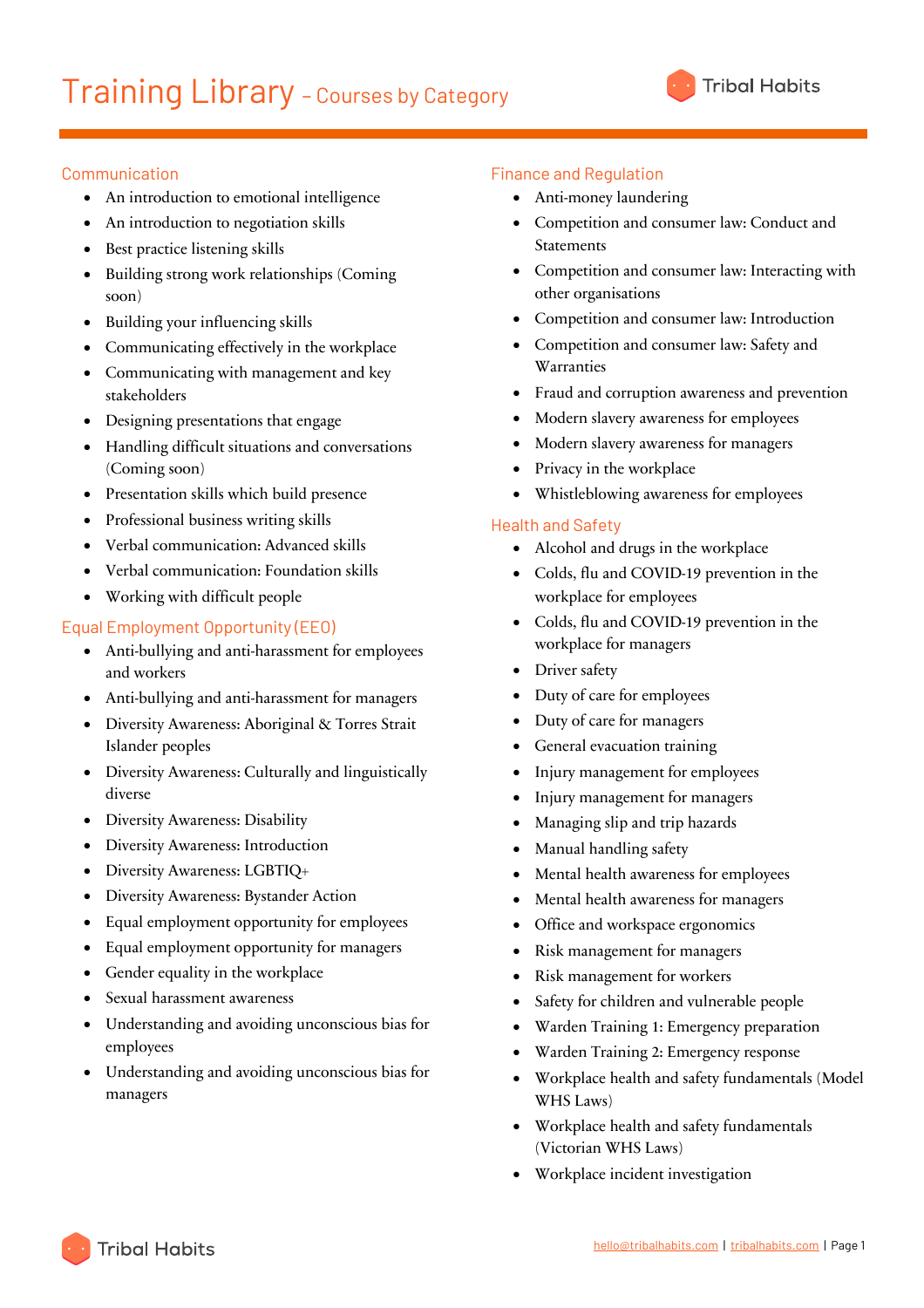# Training Library – Courses by Category

## Communication

- An introduction to emotional intelligence
- An introduction to negotiation skills
- Best practice listening skills
- Building strong work relationships (Coming soon)
- Building your influencing skills
- Communicating effectively in the workplace
- Communicating with management and key stakeholders
- Designing presentations that engage
- Handling difficult situations and conversations (Coming soon)
- Presentation skills which build presence
- Professional business writing skills
- Verbal communication: Advanced skills
- Verbal communication: Foundation skills
- Working with difficult people

## Equal Employment Opportunity (EEO)

- Anti-bullying and anti-harassment for employees and workers
- Anti-bullying and anti-harassment for managers
- Diversity Awareness: Aboriginal & Torres Strait Islander peoples
- Diversity Awareness: Culturally and linguistically diverse
- Diversity Awareness: Disability
- Diversity Awareness: Introduction
- Diversity Awareness: LGBTIQ+
- Diversity Awareness: Bystander Action
- Equal employment opportunity for employees
- Equal employment opportunity for managers
- Gender equality in the workplace
- Sexual harassment awareness
- Understanding and avoiding unconscious bias for employees
- Understanding and avoiding unconscious bias for managers

## Finance and Regulation

- Anti-money laundering
- Competition and consumer law: Conduct and Statements
- Competition and consumer law: Interacting with other organisations
- Competition and consumer law: Introduction
- Competition and consumer law: Safety and Warranties
- Fraud and corruption awareness and prevention
- Modern slavery awareness for employees
- Modern slavery awareness for managers
- Privacy in the workplace
- Whistleblowing awareness for employees

## Health and Safety

- Alcohol and drugs in the workplace
- Colds, flu and COVID-19 prevention in the workplace for employees
- Colds, flu and COVID-19 prevention in the workplace for managers
- Driver safety
- Duty of care for employees
- Duty of care for managers
- General evacuation training
- Injury management for employees
- Injury management for managers
- Managing slip and trip hazards
- Manual handling safety
- Mental health awareness for employees
- Mental health awareness for managers
- Office and workspace ergonomics
- Risk management for managers
- Risk management for workers
- Safety for children and vulnerable people
- Warden Training 1: Emergency preparation
- Warden Training 2: Emergency response
- Workplace health and safety fundamentals (Model WHS Laws)
- Workplace health and safety fundamentals (Victorian WHS Laws)
- Workplace incident investigation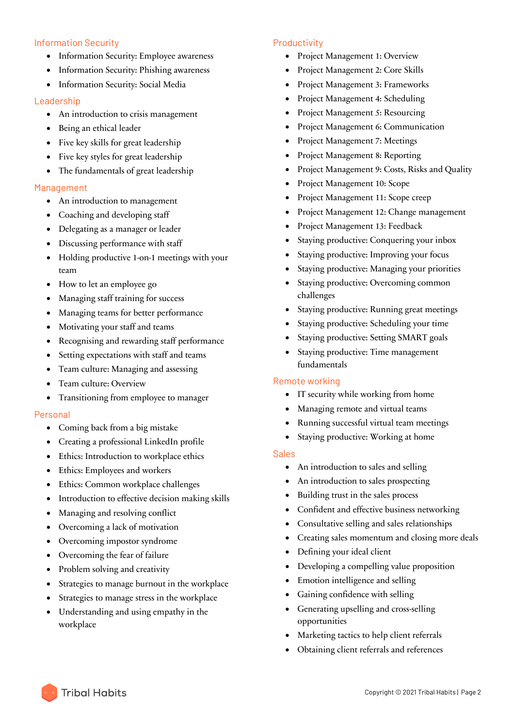## Information Security

- Information Security: Employee awareness
- Information Security: Phishing awareness
- Information Security: Social Media

## Leadership

- An introduction to crisis management
- Being an ethical leader
- Five key skills for great leadership
- Five key styles for great leadership
- The fundamentals of great leadership

## Management

- An introduction to management
- Coaching and developing staff
- Delegating as a manager or leader
- Discussing performance with staff
- Holding productive 1-on-1 meetings with your team
- How to let an employee go
- Managing staff training for success
- Managing teams for better performance
- Motivating your staff and teams
- Recognising and rewarding staff performance
- Setting expectations with staff and teams
- Team culture: Managing and assessing
- Team culture: Overview
- Transitioning from employee to manager

## Personal

- Coming back from a big mistake
- Creating a professional LinkedIn profile
- Ethics: Introduction to workplace ethics
- Ethics: Employees and workers
- Ethics: Common workplace challenges
- Introduction to effective decision making skills
- Managing and resolving conflict
- Overcoming a lack of motivation
- Overcoming impostor syndrome
- Overcoming the fear of failure
- Problem solving and creativity
- Strategies to manage burnout in the workplace
- Strategies to manage stress in the workplace
- Understanding and using empathy in the workplace

## Productivity

- Project Management 1: Overview
- Project Management 2: Core Skills
- Project Management 3: Frameworks
- Project Management 4: Scheduling
- Project Management 5: Resourcing
- Project Management 6: Communication
- Project Management 7: Meetings
- Project Management 8: Reporting
- Project Management 9: Costs, Risks and Quality
- Project Management 10: Scope
- Project Management 11: Scope creep
- Project Management 12: Change management
- Project Management 13: Feedback
- Staying productive: Conquering your inbox
- Staying productive: Improving your focus
- Staying productive: Managing your priorities
- Staying productive: Overcoming common challenges
- Staying productive: Running great meetings
- Staying productive: Scheduling your time
- Staying productive: Setting SMART goals
- Staying productive: Time management fundamentals

## Remote working

- IT security while working from home
- Managing remote and virtual teams
- Running successful virtual team meetings
- Staying productive: Working at home

## Sales

- An introduction to sales and selling
- An introduction to sales prospecting
- Building trust in the sales process
- Confident and effective business networking
- Consultative selling and sales relationships
- Creating sales momentum and closing more deals
- Defining your ideal client
- Developing a compelling value proposition
- Emotion intelligence and selling
- Gaining confidence with selling
- Generating upselling and cross-selling opportunities
- Marketing tactics to help client referrals
- Obtaining client referrals and references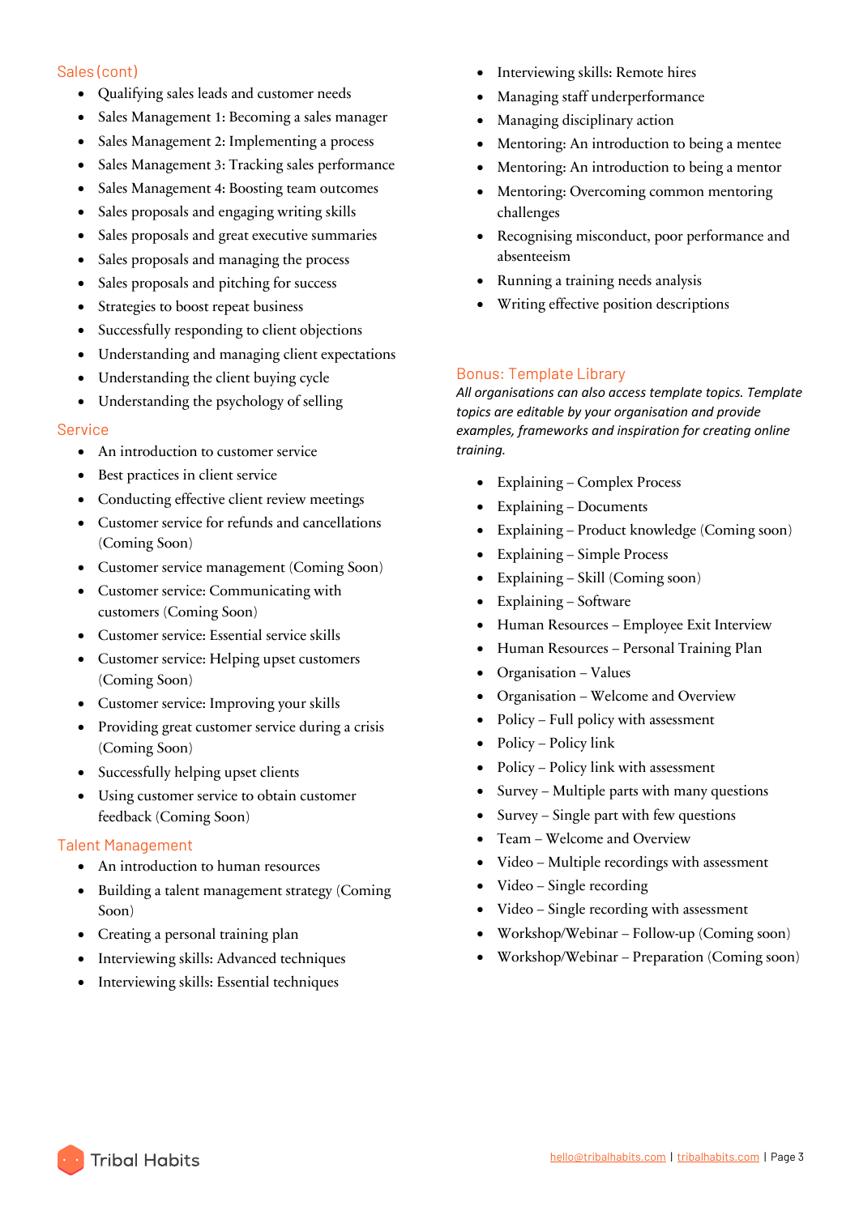## Sales (cont)

- Qualifying sales leads and customer needs
- Sales Management 1: Becoming a sales manager
- Sales Management 2: Implementing a process
- Sales Management 3: Tracking sales performance
- Sales Management 4: Boosting team outcomes
- Sales proposals and engaging writing skills
- Sales proposals and great executive summaries
- Sales proposals and managing the process
- Sales proposals and pitching for success
- Strategies to boost repeat business
- Successfully responding to client objections
- Understanding and managing client expectations
- Understanding the client buying cycle
- Understanding the psychology of selling

## Service

- An introduction to customer service
- Best practices in client service
- Conducting effective client review meetings
- Customer service for refunds and cancellations (Coming Soon)
- Customer service management (Coming Soon)
- Customer service: Communicating with customers (Coming Soon)
- Customer service: Essential service skills
- Customer service: Helping upset customers (Coming Soon)
- Customer service: Improving your skills
- Providing great customer service during a crisis (Coming Soon)
- Successfully helping upset clients
- Using customer service to obtain customer feedback (Coming Soon)

## Talent Management

- An introduction to human resources
- Building a talent management strategy (Coming Soon)
- Creating a personal training plan
- Interviewing skills: Advanced techniques
- Interviewing skills: Essential techniques
- Interviewing skills: Remote hires
- Managing staff underperformance
- Managing disciplinary action
- Mentoring: An introduction to being a mentee
- Mentoring: An introduction to being a mentor
- Mentoring: Overcoming common mentoring challenges
- Recognising misconduct, poor performance and absenteeism
- Running a training needs analysis
- Writing effective position descriptions

## Bonus: Template Library

*All organisations can also access template topics. Template topics are editable by your organisation and provide examples, frameworks and inspiration for creating online training.*

- Explaining – Complex Process
- Explaining – Documents
- Explaining – Product knowledge (Coming soon)
- Explaining – Simple Process
- Explaining – Skill (Coming soon)
- Explaining – Software
- Human Resources – Employee Exit Interview
- Human Resources – Personal Training Plan
- Organisation – Values
- Organisation – Welcome and Overview
- Policy – Full policy with assessment
- Policy – Policy link
- Policy – Policy link with assessment
- Survey – Multiple parts with many questions
- Survey – Single part with few questions
- Team – Welcome and Overview
- Video – Multiple recordings with assessment
- Video – Single recording
- Video – Single recording with assessment
- Workshop/Webinar – Follow-up (Coming soon)
- Workshop/Webinar – Preparation (Coming soon)